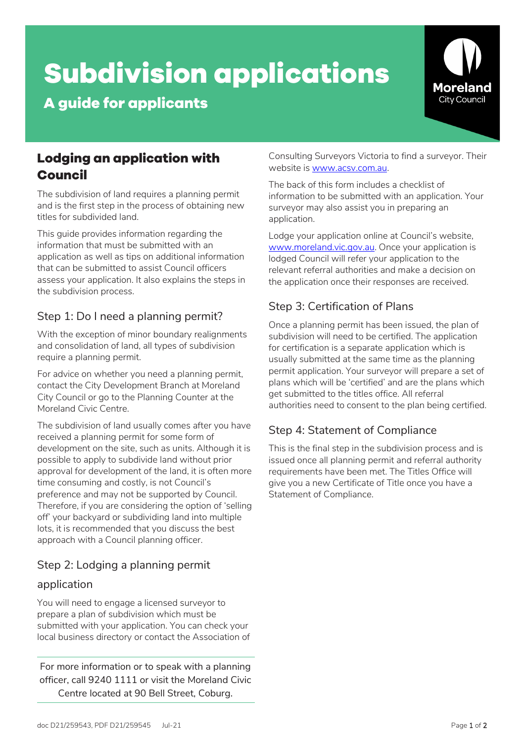# Subdivision applications

## A guide for applicants

## Lodging an application with Council

The subdivision of land requires a planning permit and is the first step in the process of obtaining new titles for subdivided land.

This guide provides information regarding the information that must be submitted with an application as well as tips on additional information that can be submitted to assist Council officers assess your application. It also explains the steps in the subdivision process.

### Step 1: Do I need a planning permit?

With the exception of minor boundary realignments and consolidation of land, all types of subdivision require a planning permit.

For advice on whether you need a planning permit, contact the City Development Branch at Moreland City Council or go to the Planning Counter at the Moreland Civic Centre.

The subdivision of land usually comes after you have received a planning permit for some form of development on the site, such as units. Although it is possible to apply to subdivide land without prior approval for development of the land, it is often more time consuming and costly, is not Council's preference and may not be supported by Council. Therefore, if you are considering the option of 'selling off' your backyard or subdividing land into multiple lots, it is recommended that you discuss the best approach with a Council planning officer.

### Step 2: Lodging a planning permit application

You will need to engage a licensed surveyor to prepare a plan of subdivision which must be submitted with your application. You can check your local business directory or contact the Association of Consulting Surveyors Victoria to find a surveyor. Their website is www.acsv.com.au.

The back of this form includes a checklist of information to be submitted with an application. Your surveyor may also assist you in preparing an application.

Lodge your application online at Council's website, www.moreland.vic.gov.au. Once your application is lodged Council will refer your application to the relevant referral authorities and make a decision on the application once their responses are received.

### Step 3: Certification of Plans

Once a planning permit has been issued, the plan of subdivision will need to be certified. The application for certification is a separate application which is usually submitted at the same time as the planning permit application. Your surveyor will prepare a set of plans which will be 'certified' and are the plans which get submitted to the titles office. All referral authorities need to consent to the plan being certified.

### Step 4: Statement of Compliance

This is the final step in the subdivision process and is issued once all planning permit and referral authority requirements have been met. The Titles Office will give you a new Certificate of Title once you have a Statement of Compliance.

For more information or to speak with a planning officer, call 9240 1111 or visit the Moreland Civic Centre located at 90 Bell Street, Coburg.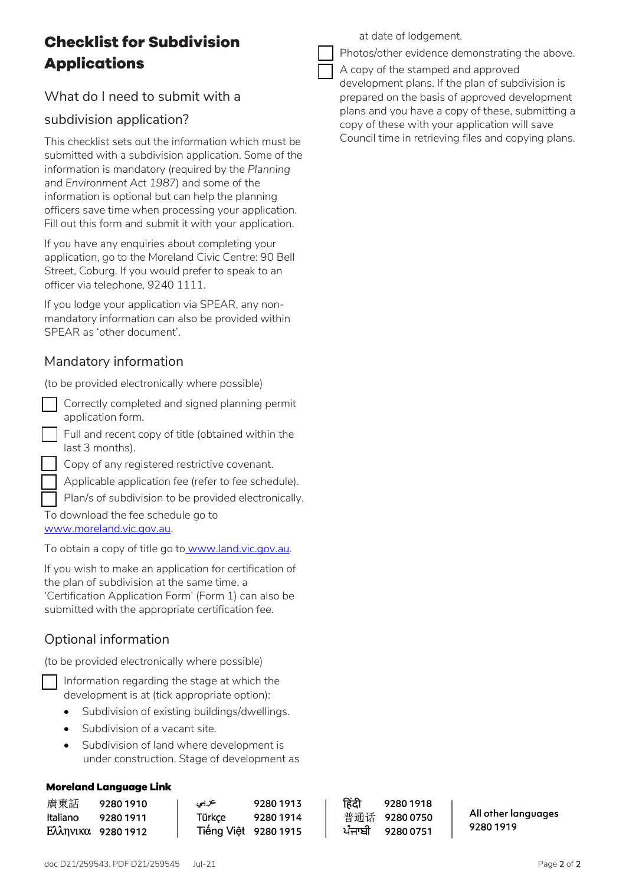# Checklist for Subdivision Applications

## What do I need to submit with a subdivision application?

This checklist sets out the information which must be submitted with a subdivision application. Some of the information is mandatory (required by the *Planning and Environment Act 1987*) and some of the information is optional but can help the planning officers save time when processing your application. Fill out this form and submit it with your application.

If you have any enquiries about completing your application, go to the Moreland Civic Centre: 90 Bell Street, Coburg. If you would prefer to speak to an officer via telephone, 9240 1111.

If you lodge your application via SPEAR, any non-mandatory information can also be provided within SPEAR as 'other document'.

## Mandatory information

(to be provided electronically where possible)

- ☐ Correctly completed and signed planning permit application form.
- ☐ Full and recent copy of title (obtained within the last 3 months).
- ☐ Copy of any registered restrictive covenant.
- ☐ Applicable application fee (refer to fee schedule).
- ☐ Plan/s of subdivision to be provided electronically.

To download the fee schedule go to www.moreland.vic.gov.au.

To obtain a copy of title go to www.land.vic.gov.au.

If you wish to make an application for certification of the plan of subdivision at the same time, a 'Certification Application Form' (Form 1) can also be submitted with the appropriate certification fee.

## Optional information

(to be provided electronically where possible)

- ☐ Information regarding the stage at which the development is at (tick appropriate option):
  - Subdivision of existing buildings/dwellings.
  - Subdivision of a vacant site.
  - Subdivision of land where development is under construction. Stage of development as at date of lodgement.
- ☐ Photos/other evidence demonstrating the above.
- ☐ A copy of the stamped and approved development plans. If the plan of subdivision is prepared on the basis of approved development plans and you have a copy of these, submitting a copy of these with your application will save Council time in retrieving files and copying plans.

**Moreland Language Link**

| | | | | | | |
|---|---|---|---|---|---|---|
| 廣東話 | 9280 1910 | عربي | 9280 1913 | हिंदी | 9280 1918 | All other languages 9280 1919 |
| Italiano | 9280 1911 | Türkçe | 9280 1914 | 普通话 | 9280 0750 | |
| Ελληνικα | 9280 1912 | Tiếng Việt | 9280 1915 | ਪੰਜਾਬੀ | 9280 0751 | |

doc D21/259543, PDF D21/259545 Jul-21